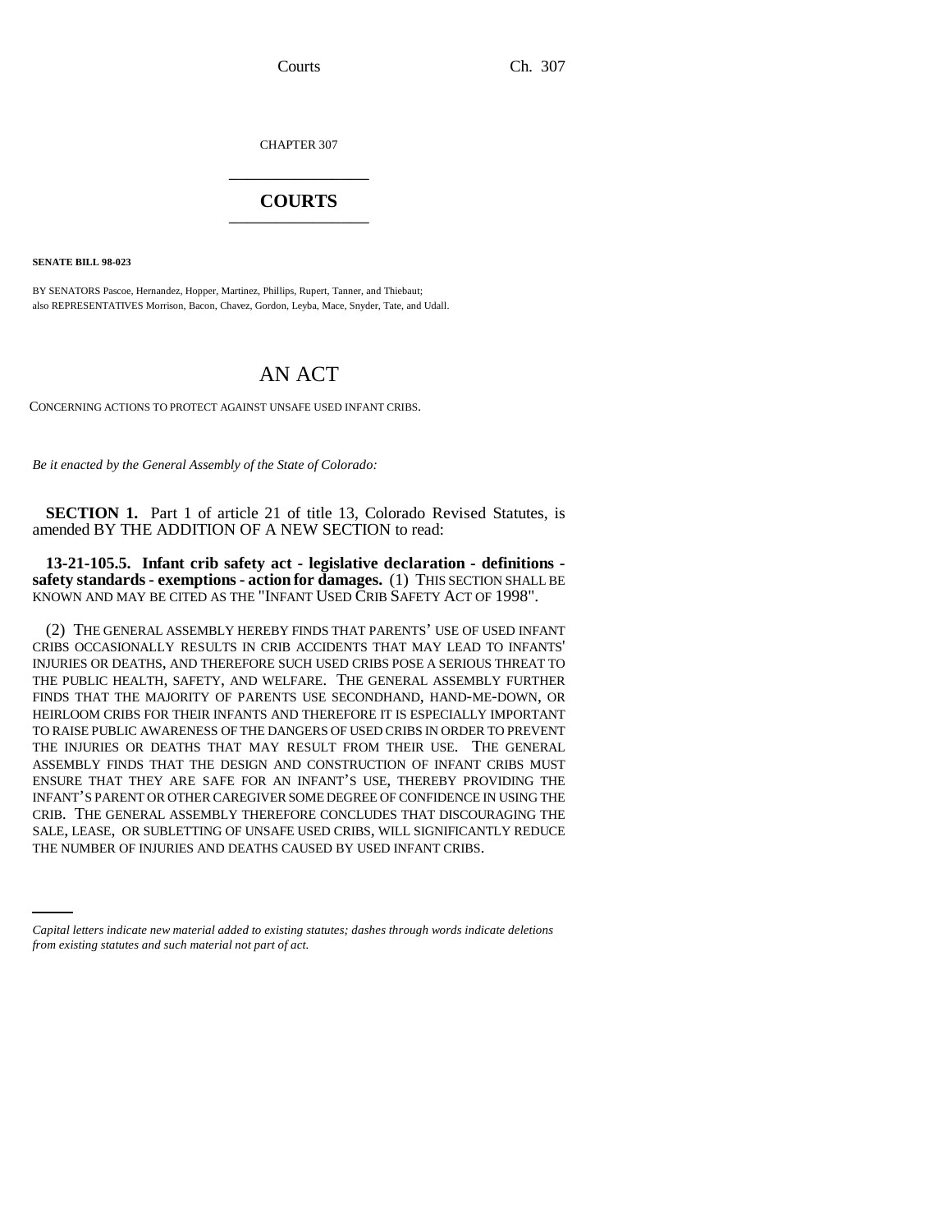CHAPTER 307

# COURTS

**SENATE BILL 98-023**

BY SENATORS Pascoe, Hernandez, Hopper, Martinez, Phillips, Rupert, Tanner, and Thiebaut;
also REPRESENTATIVES Morrison, Bacon, Chavez, Gordon, Leyba, Mace, Snyder, Tate, and Udall.

## AN ACT

CONCERNING ACTIONS TO PROTECT AGAINST UNSAFE USED INFANT CRIBS.

*Be it enacted by the General Assembly of the State of Colorado:*

**SECTION 1.** Part 1 of article 21 of title 13, Colorado Revised Statutes, is amended BY THE ADDITION OF A NEW SECTION to read:

**13-21-105.5. Infant crib safety act - legislative declaration - definitions - safety standards - exemptions - action for damages.** (1) THIS SECTION SHALL BE KNOWN AND MAY BE CITED AS THE "INFANT USED CRIB SAFETY ACT OF 1998".

(2) THE GENERAL ASSEMBLY HEREBY FINDS THAT PARENTS' USE OF USED INFANT CRIBS OCCASIONALLY RESULTS IN CRIB ACCIDENTS THAT MAY LEAD TO INFANTS' INJURIES OR DEATHS, AND THEREFORE SUCH USED CRIBS POSE A SERIOUS THREAT TO THE PUBLIC HEALTH, SAFETY, AND WELFARE. THE GENERAL ASSEMBLY FURTHER FINDS THAT THE MAJORITY OF PARENTS USE SECONDHAND, HAND-ME-DOWN, OR HEIRLOOM CRIBS FOR THEIR INFANTS AND THEREFORE IT IS ESPECIALLY IMPORTANT TO RAISE PUBLIC AWARENESS OF THE DANGERS OF USED CRIBS IN ORDER TO PREVENT THE INJURIES OR DEATHS THAT MAY RESULT FROM THEIR USE. THE GENERAL ASSEMBLY FINDS THAT THE DESIGN AND CONSTRUCTION OF INFANT CRIBS MUST ENSURE THAT THEY ARE SAFE FOR AN INFANT'S USE, THEREBY PROVIDING THE INFANT'S PARENT OR OTHER CAREGIVER SOME DEGREE OF CONFIDENCE IN USING THE CRIB. THE GENERAL ASSEMBLY THEREFORE CONCLUDES THAT DISCOURAGING THE SALE, LEASE, OR SUBLETTING OF UNSAFE USED CRIBS, WILL SIGNIFICANTLY REDUCE THE NUMBER OF INJURIES AND DEATHS CAUSED BY USED INFANT CRIBS.

*Capital letters indicate new material added to existing statutes; dashes through words indicate deletions from existing statutes and such material not part of act.*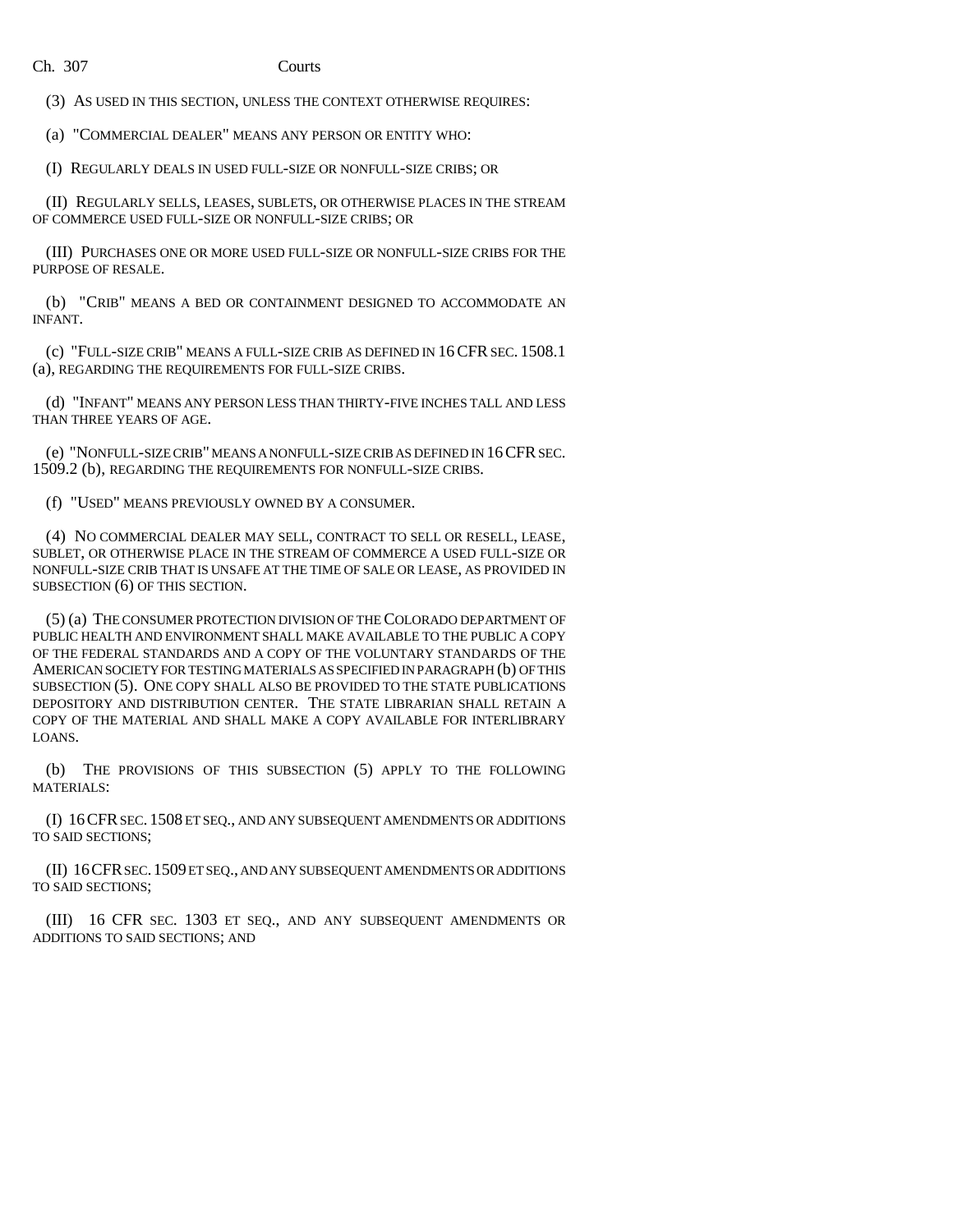(3) AS USED IN THIS SECTION, UNLESS THE CONTEXT OTHERWISE REQUIRES:

(a) "COMMERCIAL DEALER" MEANS ANY PERSON OR ENTITY WHO:

(I) REGULARLY DEALS IN USED FULL-SIZE OR NONFULL-SIZE CRIBS; OR

(II) REGULARLY SELLS, LEASES, SUBLETS, OR OTHERWISE PLACES IN THE STREAM OF COMMERCE USED FULL-SIZE OR NONFULL-SIZE CRIBS; OR

(III) PURCHASES ONE OR MORE USED FULL-SIZE OR NONFULL-SIZE CRIBS FOR THE PURPOSE OF RESALE.

(b) "CRIB" MEANS A BED OR CONTAINMENT DESIGNED TO ACCOMMODATE AN INFANT.

(c) "FULL-SIZE CRIB" MEANS A FULL-SIZE CRIB AS DEFINED IN 16 CFR SEC. 1508.1 (a), REGARDING THE REQUIREMENTS FOR FULL-SIZE CRIBS.

(d) "INFANT" MEANS ANY PERSON LESS THAN THIRTY-FIVE INCHES TALL AND LESS THAN THREE YEARS OF AGE.

(e) "NONFULL-SIZE CRIB" MEANS A NONFULL-SIZE CRIB AS DEFINED IN 16 CFR SEC. 1509.2 (b), REGARDING THE REQUIREMENTS FOR NONFULL-SIZE CRIBS.

(f) "USED" MEANS PREVIOUSLY OWNED BY A CONSUMER.

(4) NO COMMERCIAL DEALER MAY SELL, CONTRACT TO SELL OR RESELL, LEASE, SUBLET, OR OTHERWISE PLACE IN THE STREAM OF COMMERCE A USED FULL-SIZE OR NONFULL-SIZE CRIB THAT IS UNSAFE AT THE TIME OF SALE OR LEASE, AS PROVIDED IN SUBSECTION (6) OF THIS SECTION.

(5) (a) THE CONSUMER PROTECTION DIVISION OF THE COLORADO DEPARTMENT OF PUBLIC HEALTH AND ENVIRONMENT SHALL MAKE AVAILABLE TO THE PUBLIC A COPY OF THE FEDERAL STANDARDS AND A COPY OF THE VOLUNTARY STANDARDS OF THE AMERICAN SOCIETY FOR TESTING MATERIALS AS SPECIFIED IN PARAGRAPH (b) OF THIS SUBSECTION (5). ONE COPY SHALL ALSO BE PROVIDED TO THE STATE PUBLICATIONS DEPOSITORY AND DISTRIBUTION CENTER. THE STATE LIBRARIAN SHALL RETAIN A COPY OF THE MATERIAL AND SHALL MAKE A COPY AVAILABLE FOR INTERLIBRARY LOANS.

(b) THE PROVISIONS OF THIS SUBSECTION (5) APPLY TO THE FOLLOWING MATERIALS:

(I) 16 CFR SEC. 1508 ET SEQ., AND ANY SUBSEQUENT AMENDMENTS OR ADDITIONS TO SAID SECTIONS;

(II) 16 CFR SEC. 1509 ET SEQ., AND ANY SUBSEQUENT AMENDMENTS OR ADDITIONS TO SAID SECTIONS;

(III) 16 CFR SEC. 1303 ET SEQ., AND ANY SUBSEQUENT AMENDMENTS OR ADDITIONS TO SAID SECTIONS; AND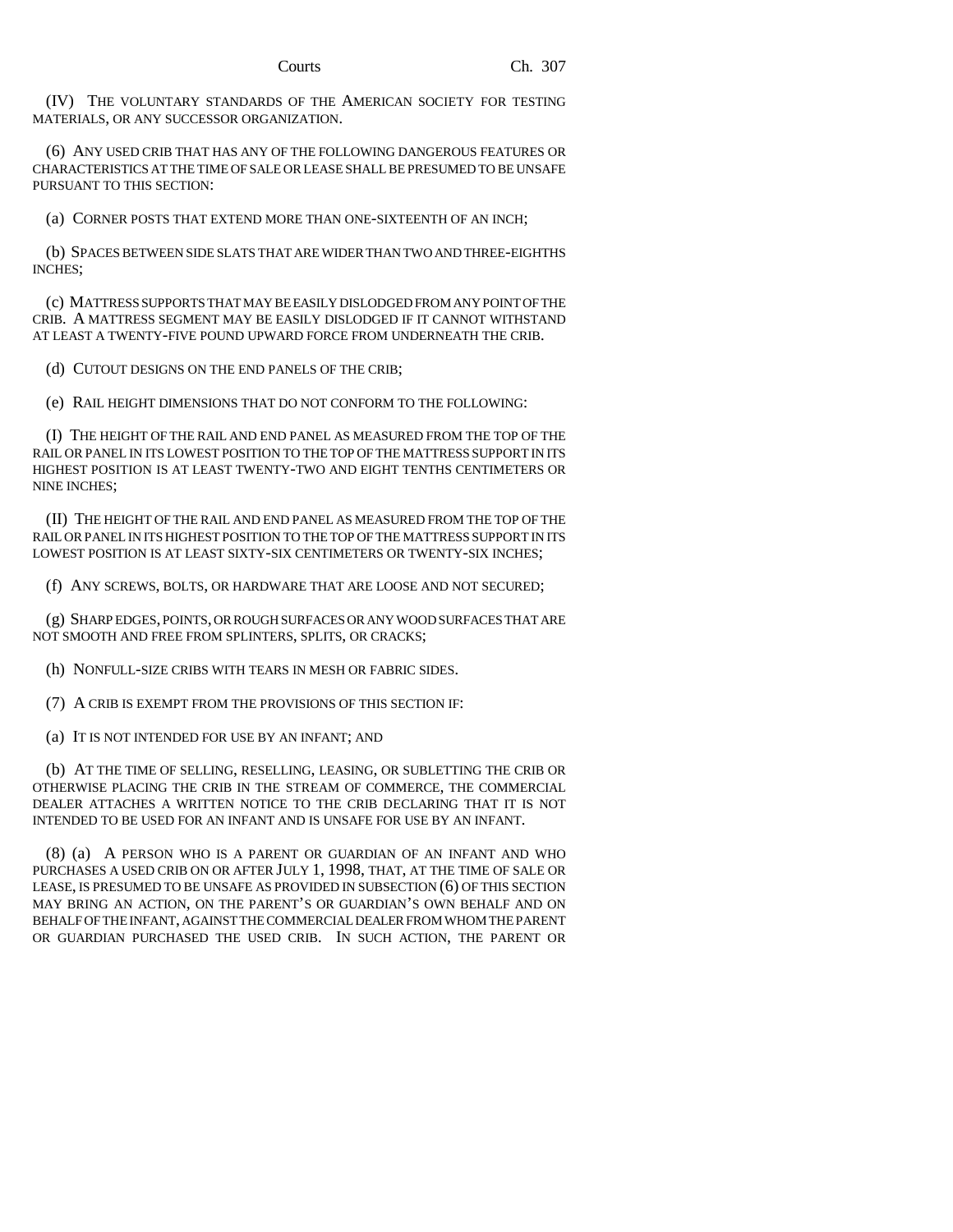(IV) THE VOLUNTARY STANDARDS OF THE AMERICAN SOCIETY FOR TESTING MATERIALS, OR ANY SUCCESSOR ORGANIZATION.

(6) ANY USED CRIB THAT HAS ANY OF THE FOLLOWING DANGEROUS FEATURES OR CHARACTERISTICS AT THE TIME OF SALE OR LEASE SHALL BE PRESUMED TO BE UNSAFE PURSUANT TO THIS SECTION:

(a) CORNER POSTS THAT EXTEND MORE THAN ONE-SIXTEENTH OF AN INCH;

(b) SPACES BETWEEN SIDE SLATS THAT ARE WIDER THAN TWO AND THREE-EIGHTHS INCHES;

(c) MATTRESS SUPPORTS THAT MAY BE EASILY DISLODGED FROM ANY POINT OF THE CRIB. A MATTRESS SEGMENT MAY BE EASILY DISLODGED IF IT CANNOT WITHSTAND AT LEAST A TWENTY-FIVE POUND UPWARD FORCE FROM UNDERNEATH THE CRIB.

(d) CUTOUT DESIGNS ON THE END PANELS OF THE CRIB;

(e) RAIL HEIGHT DIMENSIONS THAT DO NOT CONFORM TO THE FOLLOWING:

(I) THE HEIGHT OF THE RAIL AND END PANEL AS MEASURED FROM THE TOP OF THE RAIL OR PANEL IN ITS LOWEST POSITION TO THE TOP OF THE MATTRESS SUPPORT IN ITS HIGHEST POSITION IS AT LEAST TWENTY-TWO AND EIGHT TENTHS CENTIMETERS OR NINE INCHES;

(II) THE HEIGHT OF THE RAIL AND END PANEL AS MEASURED FROM THE TOP OF THE RAIL OR PANEL IN ITS HIGHEST POSITION TO THE TOP OF THE MATTRESS SUPPORT IN ITS LOWEST POSITION IS AT LEAST SIXTY-SIX CENTIMETERS OR TWENTY-SIX INCHES;

(f) ANY SCREWS, BOLTS, OR HARDWARE THAT ARE LOOSE AND NOT SECURED;

(g) SHARP EDGES, POINTS, OR ROUGH SURFACES OR ANY WOOD SURFACES THAT ARE NOT SMOOTH AND FREE FROM SPLINTERS, SPLITS, OR CRACKS;

(h) NONFULL-SIZE CRIBS WITH TEARS IN MESH OR FABRIC SIDES.

(7) A CRIB IS EXEMPT FROM THE PROVISIONS OF THIS SECTION IF:

(a) IT IS NOT INTENDED FOR USE BY AN INFANT; AND

(b) AT THE TIME OF SELLING, RESELLING, LEASING, OR SUBLETTING THE CRIB OR OTHERWISE PLACING THE CRIB IN THE STREAM OF COMMERCE, THE COMMERCIAL DEALER ATTACHES A WRITTEN NOTICE TO THE CRIB DECLARING THAT IT IS NOT INTENDED TO BE USED FOR AN INFANT AND IS UNSAFE FOR USE BY AN INFANT.

(8) (a) A PERSON WHO IS A PARENT OR GUARDIAN OF AN INFANT AND WHO PURCHASES A USED CRIB ON OR AFTER JULY 1, 1998, THAT, AT THE TIME OF SALE OR LEASE, IS PRESUMED TO BE UNSAFE AS PROVIDED IN SUBSECTION (6) OF THIS SECTION MAY BRING AN ACTION, ON THE PARENT'S OR GUARDIAN'S OWN BEHALF AND ON BEHALF OF THE INFANT, AGAINST THE COMMERCIAL DEALER FROM WHOM THE PARENT OR GUARDIAN PURCHASED THE USED CRIB. IN SUCH ACTION, THE PARENT OR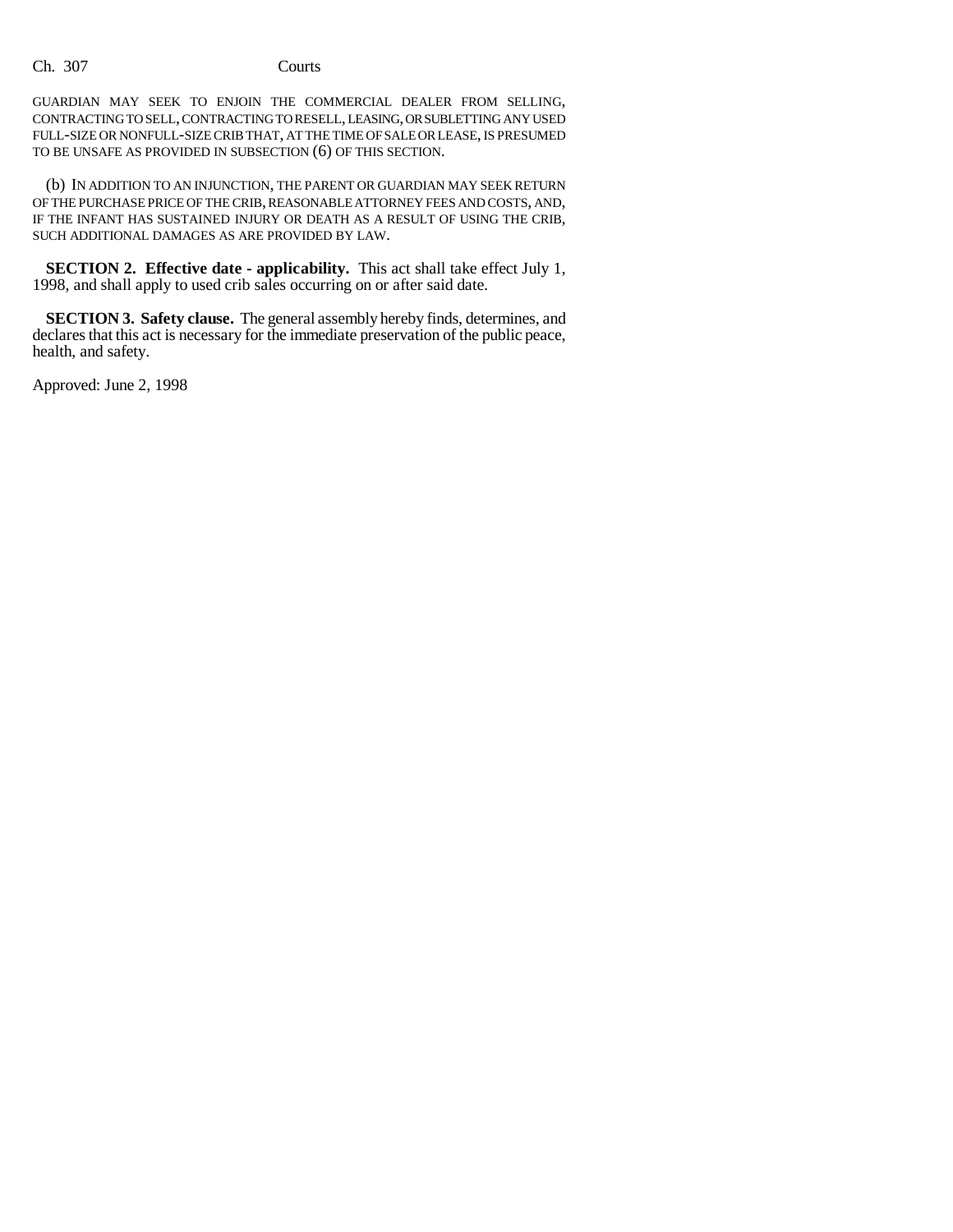GUARDIAN MAY SEEK TO ENJOIN THE COMMERCIAL DEALER FROM SELLING, CONTRACTING TO SELL, CONTRACTING TO RESELL, LEASING, OR SUBLETTING ANY USED FULL-SIZE OR NONFULL-SIZE CRIB THAT, AT THE TIME OF SALE OR LEASE, IS PRESUMED TO BE UNSAFE AS PROVIDED IN SUBSECTION (6) OF THIS SECTION.

(b) IN ADDITION TO AN INJUNCTION, THE PARENT OR GUARDIAN MAY SEEK RETURN OF THE PURCHASE PRICE OF THE CRIB, REASONABLE ATTORNEY FEES AND COSTS, AND, IF THE INFANT HAS SUSTAINED INJURY OR DEATH AS A RESULT OF USING THE CRIB, SUCH ADDITIONAL DAMAGES AS ARE PROVIDED BY LAW.

**SECTION 2. Effective date - applicability.** This act shall take effect July 1, 1998, and shall apply to used crib sales occurring on or after said date.

**SECTION 3. Safety clause.** The general assembly hereby finds, determines, and declares that this act is necessary for the immediate preservation of the public peace, health, and safety.

Approved: June 2, 1998